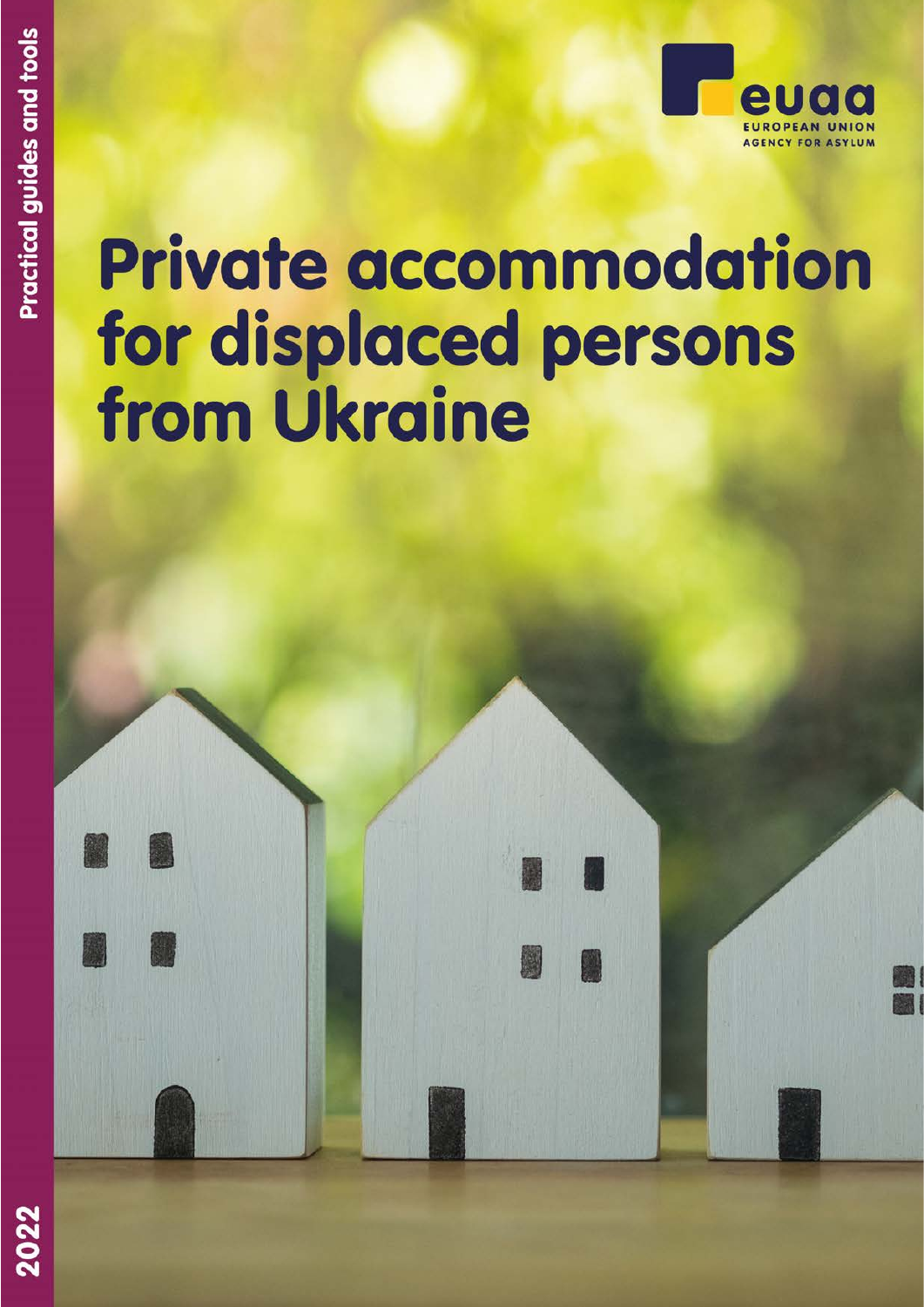Practical guides and tools

EUROPEAN UNION AGENCY FOR ASYLUM

# Private accommodation for displaced persons from Ukraine

2022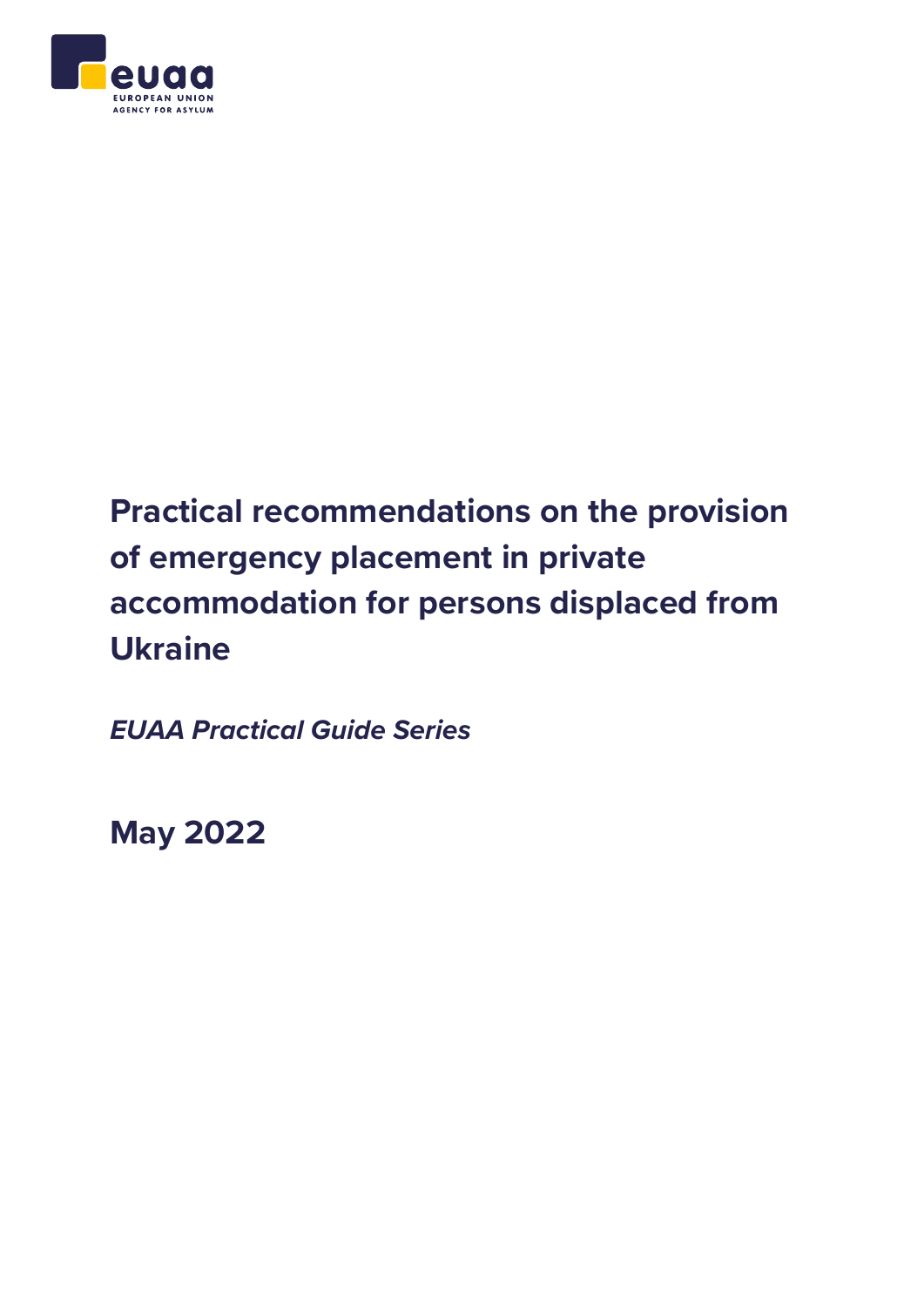# Practical recommendations on the provision of emergency placement in private accommodation for persons displaced from Ukraine

*EUAA Practical Guide Series*

**May 2022**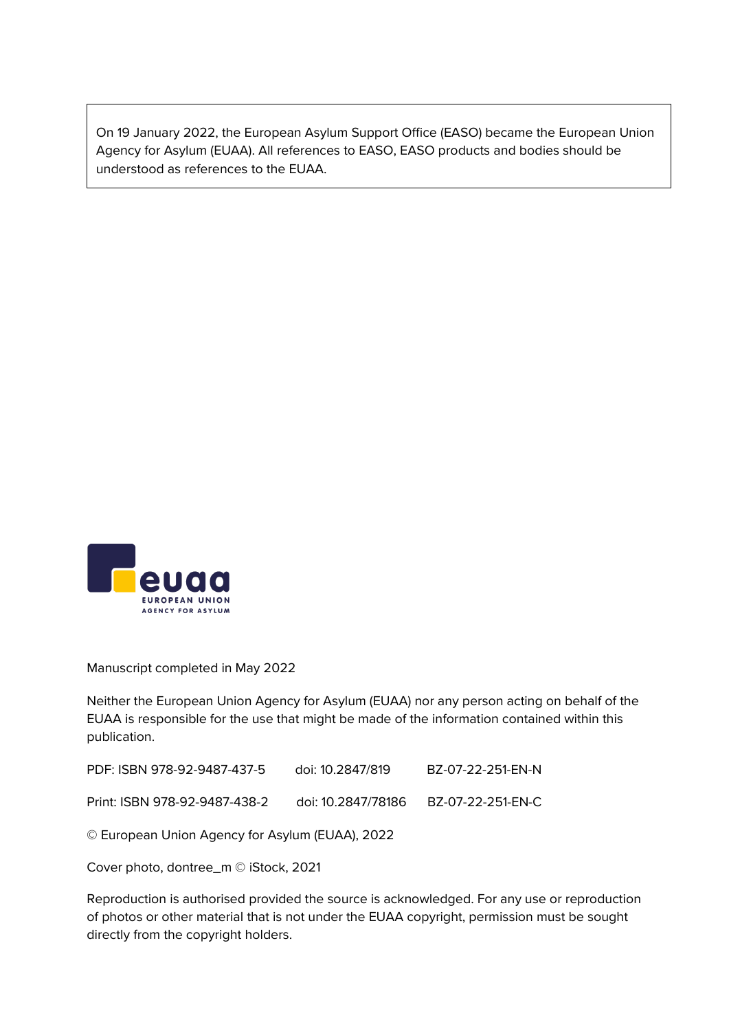On 19 January 2022, the European Asylum Support Office (EASO) became the European Union Agency for Asylum (EUAA). All references to EASO, EASO products and bodies should be understood as references to the EUAA.

Manuscript completed in May 2022

Neither the European Union Agency for Asylum (EUAA) nor any person acting on behalf of the EUAA is responsible for the use that might be made of the information contained within this publication.

PDF: ISBN 978-92-9487-437-5 doi: 10.2847/819 BZ-07-22-251-EN-N

Print: ISBN 978-92-9487-438-2 doi: 10.2847/78186 BZ-07-22-251-EN-C

© European Union Agency for Asylum (EUAA), 2022

Cover photo, dontree_m © iStock, 2021

Reproduction is authorised provided the source is acknowledged. For any use or reproduction of photos or other material that is not under the EUAA copyright, permission must be sought directly from the copyright holders.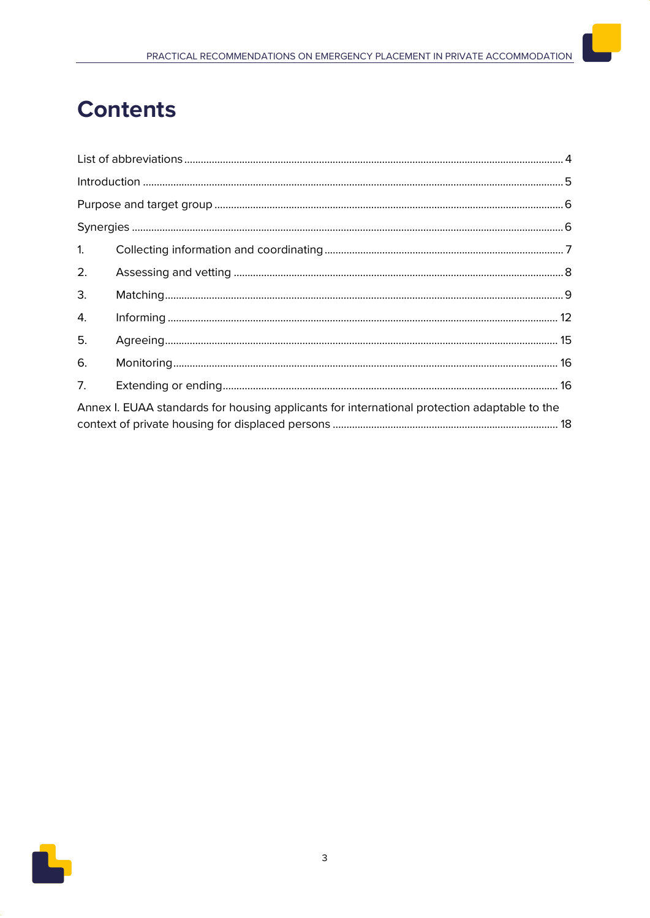# Contents

List of abbreviations ........................................................................................................................................ 4

Introduction ...................................................................................................................................................... 5

Purpose and target group ............................................................................................................................. 6

Synergies .......................................................................................................................................................... 6

1. Collecting information and coordinating ..................................................................................... 7

2. Assessing and vetting ...................................................................................................................... 8

3. Matching ............................................................................................................................................... 9

4. Informing ............................................................................................................................................ 12

5. Agreeing ............................................................................................................................................. 15

6. Monitoring .......................................................................................................................................... 16

7. Extending or ending ........................................................................................................................ 16

Annex I. EUAA standards for housing applicants for international protection adaptable to the context of private housing for displaced persons ................................................................................. 18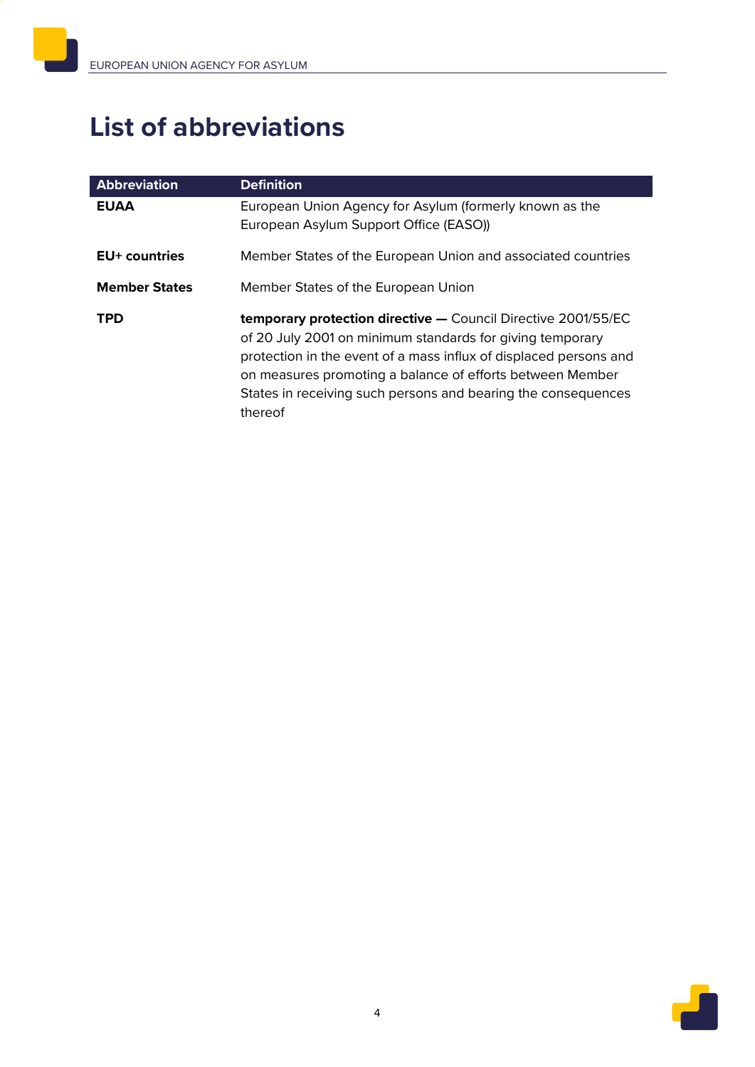# List of abbreviations

| Abbreviation | Definition |
| --- | --- |
| **EUAA** | European Union Agency for Asylum (formerly known as the European Asylum Support Office (EASO)) |
| **EU+ countries** | Member States of the European Union and associated countries |
| **Member States** | Member States of the European Union |
| **TPD** | **temporary protection directive —** Council Directive 2001/55/EC of 20 July 2001 on minimum standards for giving temporary protection in the event of a mass influx of displaced persons and on measures promoting a balance of efforts between Member States in receiving such persons and bearing the consequences thereof |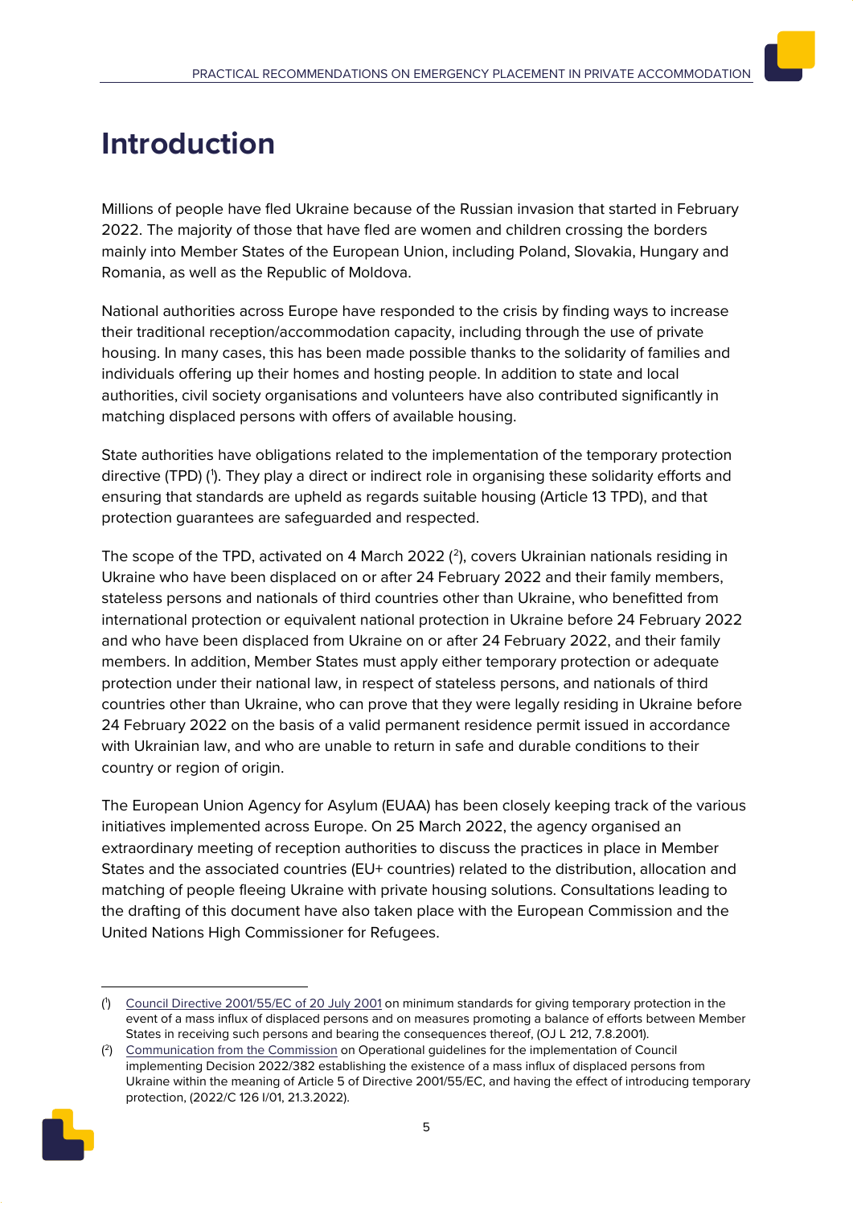# Introduction

Millions of people have fled Ukraine because of the Russian invasion that started in February 2022. The majority of those that have fled are women and children crossing the borders mainly into Member States of the European Union, including Poland, Slovakia, Hungary and Romania, as well as the Republic of Moldova.

National authorities across Europe have responded to the crisis by finding ways to increase their traditional reception/accommodation capacity, including through the use of private housing. In many cases, this has been made possible thanks to the solidarity of families and individuals offering up their homes and hosting people. In addition to state and local authorities, civil society organisations and volunteers have also contributed significantly in matching displaced persons with offers of available housing.

State authorities have obligations related to the implementation of the temporary protection directive (TPD) ([1]). They play a direct or indirect role in organising these solidarity efforts and ensuring that standards are upheld as regards suitable housing (Article 13 TPD), and that protection guarantees are safeguarded and respected.

The scope of the TPD, activated on 4 March 2022 ([2]), covers Ukrainian nationals residing in Ukraine who have been displaced on or after 24 February 2022 and their family members, stateless persons and nationals of third countries other than Ukraine, who benefitted from international protection or equivalent national protection in Ukraine before 24 February 2022 and who have been displaced from Ukraine on or after 24 February 2022, and their family members. In addition, Member States must apply either temporary protection or adequate protection under their national law, in respect of stateless persons, and nationals of third countries other than Ukraine, who can prove that they were legally residing in Ukraine before 24 February 2022 on the basis of a valid permanent residence permit issued in accordance with Ukrainian law, and who are unable to return in safe and durable conditions to their country or region of origin.

The European Union Agency for Asylum (EUAA) has been closely keeping track of the various initiatives implemented across Europe. On 25 March 2022, the agency organised an extraordinary meeting of reception authorities to discuss the practices in place in Member States and the associated countries (EU+ countries) related to the distribution, allocation and matching of people fleeing Ukraine with private housing solutions. Consultations leading to the drafting of this document have also taken place with the European Commission and the United Nations High Commissioner for Refugees.

---

([1]) Council Directive 2001/55/EC of 20 July 2001 on minimum standards for giving temporary protection in the event of a mass influx of displaced persons and on measures promoting a balance of efforts between Member States in receiving such persons and bearing the consequences thereof, (OJ L 212, 7.8.2001).

([2]) Communication from the Commission on Operational guidelines for the implementation of Council implementing Decision 2022/382 establishing the existence of a mass influx of displaced persons from Ukraine within the meaning of Article 5 of Directive 2001/55/EC, and having the effect of introducing temporary protection, (2022/C 126 I/01, 21.3.2022).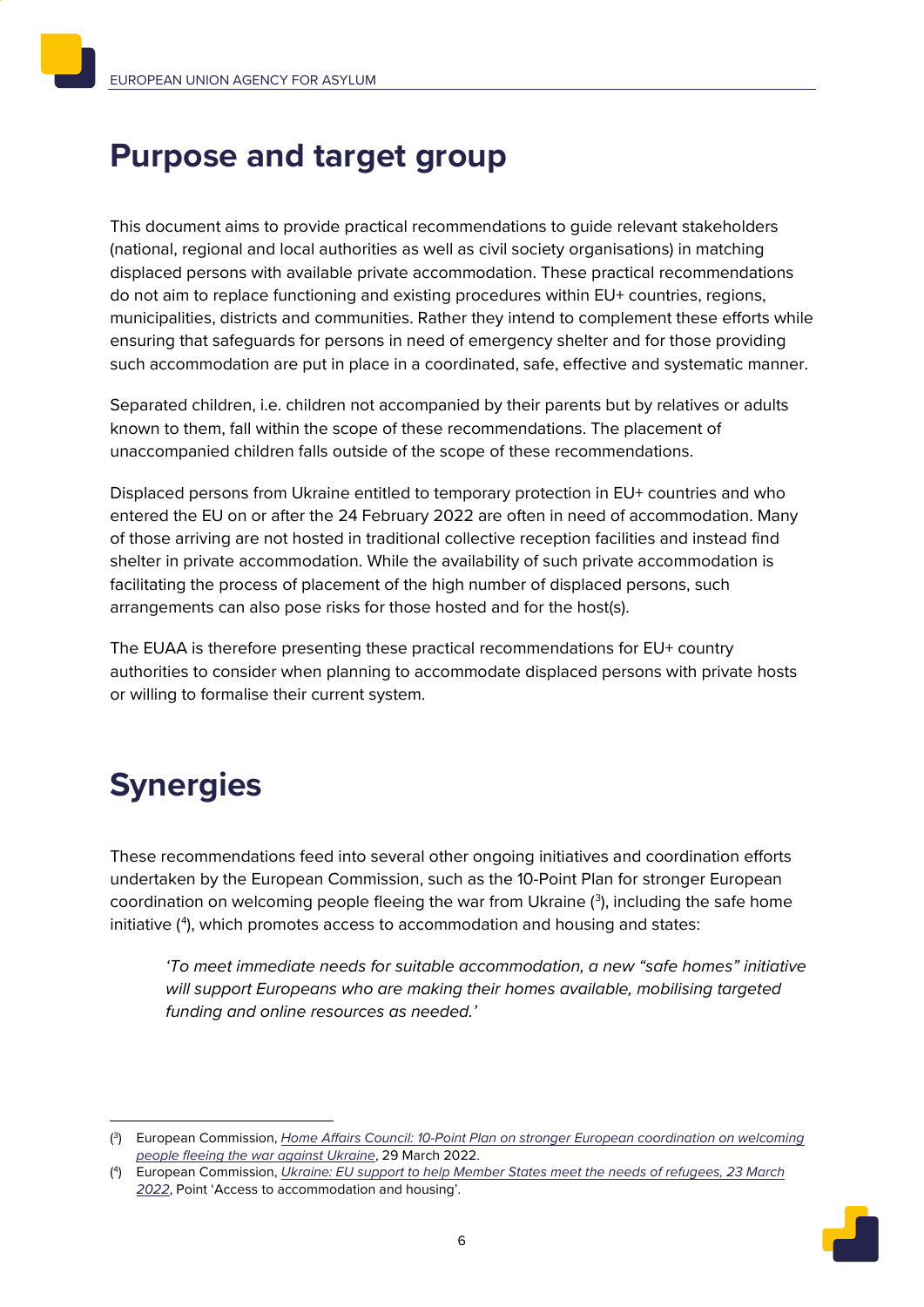# Purpose and target group

This document aims to provide practical recommendations to guide relevant stakeholders (national, regional and local authorities as well as civil society organisations) in matching displaced persons with available private accommodation. These practical recommendations do not aim to replace functioning and existing procedures within EU+ countries, regions, municipalities, districts and communities. Rather they intend to complement these efforts while ensuring that safeguards for persons in need of emergency shelter and for those providing such accommodation are put in place in a coordinated, safe, effective and systematic manner.

Separated children, i.e. children not accompanied by their parents but by relatives or adults known to them, fall within the scope of these recommendations. The placement of unaccompanied children falls outside of the scope of these recommendations.

Displaced persons from Ukraine entitled to temporary protection in EU+ countries and who entered the EU on or after the 24 February 2022 are often in need of accommodation. Many of those arriving are not hosted in traditional collective reception facilities and instead find shelter in private accommodation. While the availability of such private accommodation is facilitating the process of placement of the high number of displaced persons, such arrangements can also pose risks for those hosted and for the host(s).

The EUAA is therefore presenting these practical recommendations for EU+ country authorities to consider when planning to accommodate displaced persons with private hosts or willing to formalise their current system.

# Synergies

These recommendations feed into several other ongoing initiatives and coordination efforts undertaken by the European Commission, such as the 10-Point Plan for stronger European coordination on welcoming people fleeing the war from Ukraine ([3]), including the safe home initiative ([4]), which promotes access to accommodation and housing and states:

> *'To meet immediate needs for suitable accommodation, a new "safe homes" initiative will support Europeans who are making their homes available, mobilising targeted funding and online resources as needed.'*

---

([3]) European Commission, *Home Affairs Council: 10-Point Plan on stronger European coordination on welcoming people fleeing the war against Ukraine*, 29 March 2022.

([4]) European Commission, *Ukraine: EU support to help Member States meet the needs of refugees, 23 March 2022*, Point 'Access to accommodation and housing'.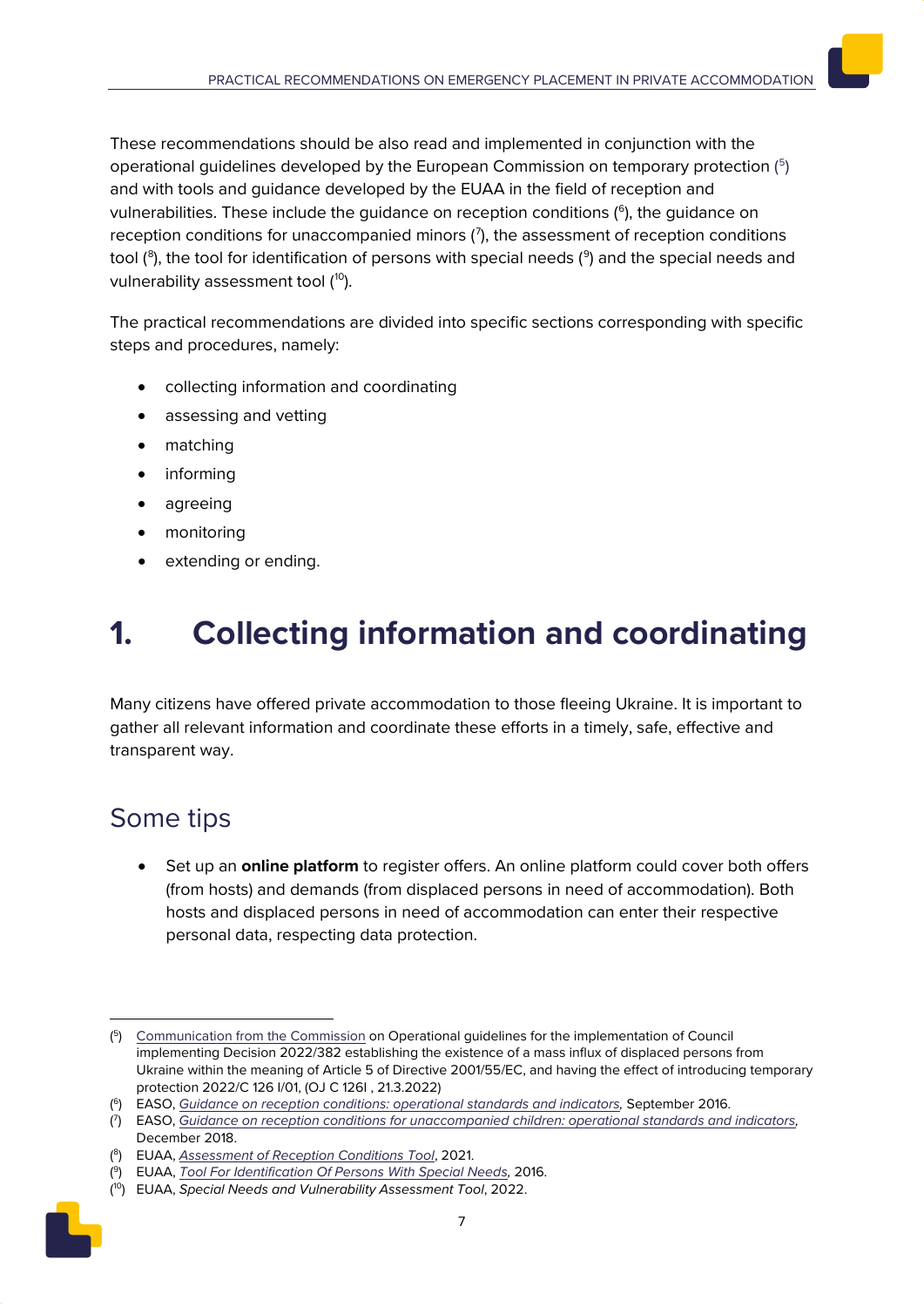These recommendations should be also read and implemented in conjunction with the operational guidelines developed by the European Commission on temporary protection ([5]) and with tools and guidance developed by the EUAA in the field of reception and vulnerabilities. These include the guidance on reception conditions ([6]), the guidance on reception conditions for unaccompanied minors ([7]), the assessment of reception conditions tool ([8]), the tool for identification of persons with special needs ([9]) and the special needs and vulnerability assessment tool ([10]).

The practical recommendations are divided into specific sections corresponding with specific steps and procedures, namely:

- collecting information and coordinating
- assessing and vetting
- matching
- informing
- agreeing
- monitoring
- extending or ending.

# 1. Collecting information and coordinating

Many citizens have offered private accommodation to those fleeing Ukraine. It is important to gather all relevant information and coordinate these efforts in a timely, safe, effective and transparent way.

## Some tips

- Set up an **online platform** to register offers. An online platform could cover both offers (from hosts) and demands (from displaced persons in need of accommodation). Both hosts and displaced persons in need of accommodation can enter their respective personal data, respecting data protection.

---

([5]) Communication from the Commission on Operational guidelines for the implementation of Council implementing Decision 2022/382 establishing the existence of a mass influx of displaced persons from Ukraine within the meaning of Article 5 of Directive 2001/55/EC, and having the effect of introducing temporary protection 2022/C 126 I/01, (OJ C 126I , 21.3.2022)

([6]) EASO, *Guidance on reception conditions: operational standards and indicators,* September 2016.

([7]) EASO, *Guidance on reception conditions for unaccompanied children: operational standards and indicators*, December 2018.

([8]) EUAA, *Assessment of Reception Conditions Tool*, 2021.

([9]) EUAA, *Tool For Identification Of Persons With Special Needs,* 2016.

([10]) EUAA, *Special Needs and Vulnerability Assessment Tool*, 2022.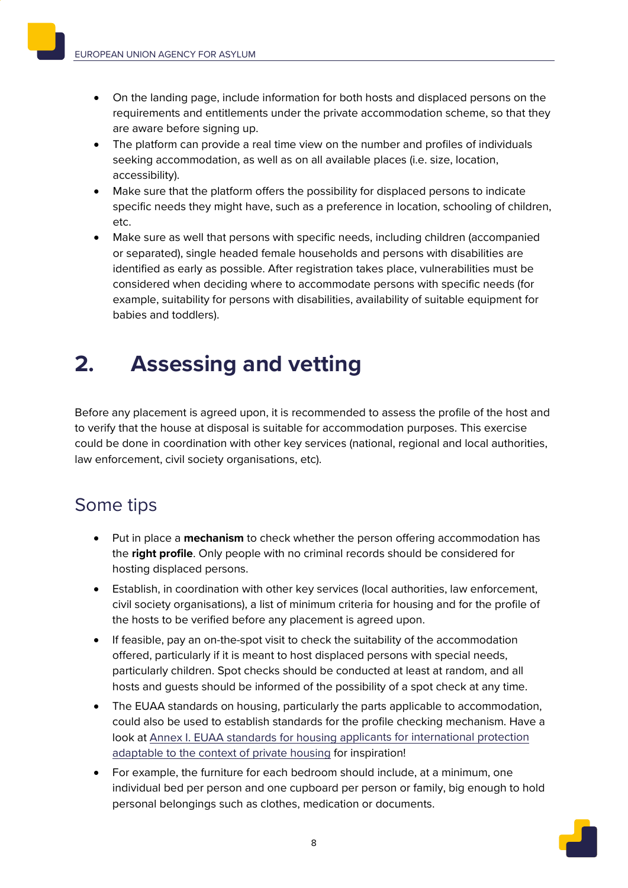- On the landing page, include information for both hosts and displaced persons on the requirements and entitlements under the private accommodation scheme, so that they are aware before signing up.
- The platform can provide a real time view on the number and profiles of individuals seeking accommodation, as well as on all available places (i.e. size, location, accessibility).
- Make sure that the platform offers the possibility for displaced persons to indicate specific needs they might have, such as a preference in location, schooling of children, etc.
- Make sure as well that persons with specific needs, including children (accompanied or separated), single headed female households and persons with disabilities are identified as early as possible. After registration takes place, vulnerabilities must be considered when deciding where to accommodate persons with specific needs (for example, suitability for persons with disabilities, availability of suitable equipment for babies and toddlers).

# 2. Assessing and vetting

Before any placement is agreed upon, it is recommended to assess the profile of the host and to verify that the house at disposal is suitable for accommodation purposes. This exercise could be done in coordination with other key services (national, regional and local authorities, law enforcement, civil society organisations, etc).

## Some tips

- Put in place a **mechanism** to check whether the person offering accommodation has the **right profile**. Only people with no criminal records should be considered for hosting displaced persons.
- Establish, in coordination with other key services (local authorities, law enforcement, civil society organisations), a list of minimum criteria for housing and for the profile of the hosts to be verified before any placement is agreed upon.
- If feasible, pay an on-the-spot visit to check the suitability of the accommodation offered, particularly if it is meant to host displaced persons with special needs, particularly children. Spot checks should be conducted at least at random, and all hosts and guests should be informed of the possibility of a spot check at any time.
- The EUAA standards on housing, particularly the parts applicable to accommodation, could also be used to establish standards for the profile checking mechanism. Have a look at Annex I. EUAA standards for housing applicants for international protection adaptable to the context of private housing for inspiration!
- For example, the furniture for each bedroom should include, at a minimum, one individual bed per person and one cupboard per person or family, big enough to hold personal belongings such as clothes, medication or documents.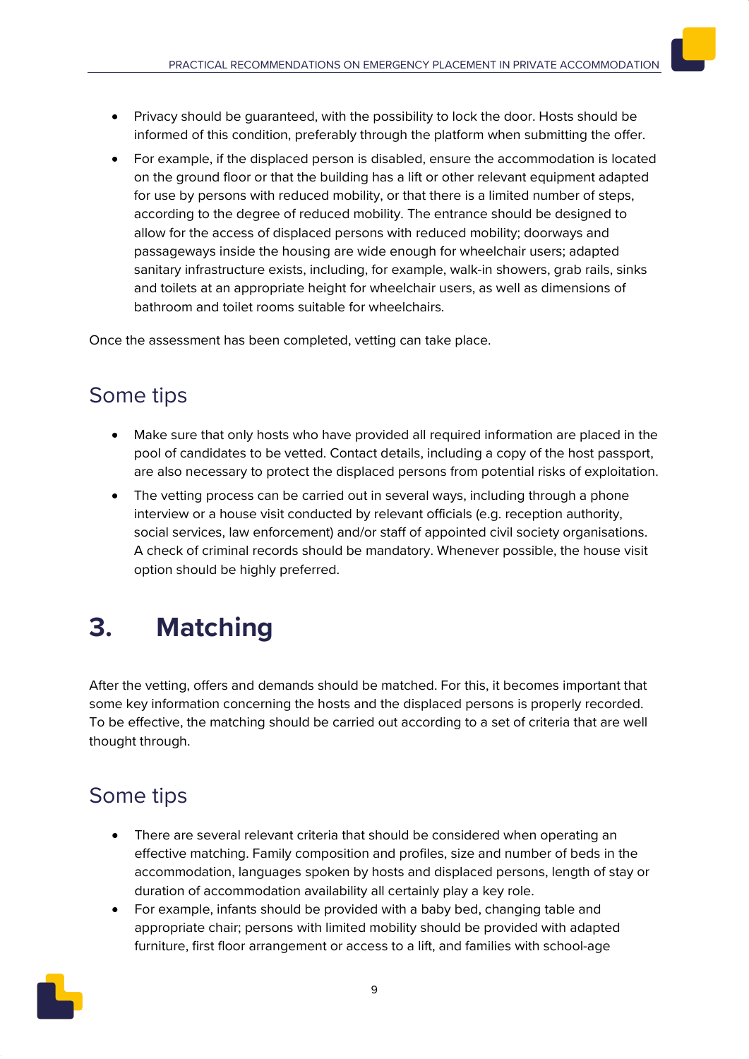- Privacy should be guaranteed, with the possibility to lock the door. Hosts should be informed of this condition, preferably through the platform when submitting the offer.
- For example, if the displaced person is disabled, ensure the accommodation is located on the ground floor or that the building has a lift or other relevant equipment adapted for use by persons with reduced mobility, or that there is a limited number of steps, according to the degree of reduced mobility. The entrance should be designed to allow for the access of displaced persons with reduced mobility; doorways and passageways inside the housing are wide enough for wheelchair users; adapted sanitary infrastructure exists, including, for example, walk-in showers, grab rails, sinks and toilets at an appropriate height for wheelchair users, as well as dimensions of bathroom and toilet rooms suitable for wheelchairs.

Once the assessment has been completed, vetting can take place.

## Some tips

- Make sure that only hosts who have provided all required information are placed in the pool of candidates to be vetted. Contact details, including a copy of the host passport, are also necessary to protect the displaced persons from potential risks of exploitation.
- The vetting process can be carried out in several ways, including through a phone interview or a house visit conducted by relevant officials (e.g. reception authority, social services, law enforcement) and/or staff of appointed civil society organisations. A check of criminal records should be mandatory. Whenever possible, the house visit option should be highly preferred.

# 3. Matching

After the vetting, offers and demands should be matched. For this, it becomes important that some key information concerning the hosts and the displaced persons is properly recorded. To be effective, the matching should be carried out according to a set of criteria that are well thought through.

## Some tips

- There are several relevant criteria that should be considered when operating an effective matching. Family composition and profiles, size and number of beds in the accommodation, languages spoken by hosts and displaced persons, length of stay or duration of accommodation availability all certainly play a key role.
- For example, infants should be provided with a baby bed, changing table and appropriate chair; persons with limited mobility should be provided with adapted furniture, first floor arrangement or access to a lift, and families with school-age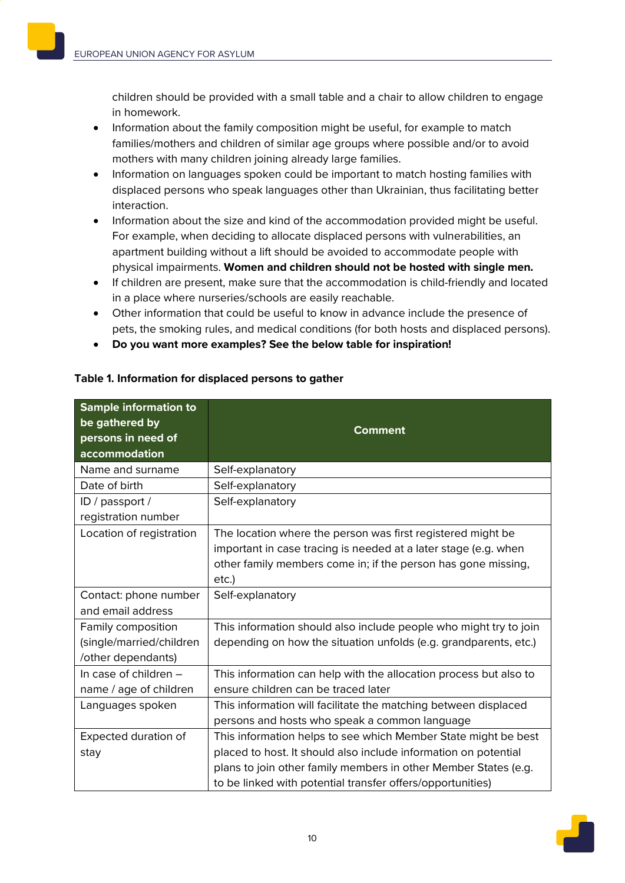children should be provided with a small table and a chair to allow children to engage in homework.

- Information about the family composition might be useful, for example to match families/mothers and children of similar age groups where possible and/or to avoid mothers with many children joining already large families.
- Information on languages spoken could be important to match hosting families with displaced persons who speak languages other than Ukrainian, thus facilitating better interaction.
- Information about the size and kind of the accommodation provided might be useful. For example, when deciding to allocate displaced persons with vulnerabilities, an apartment building without a lift should be avoided to accommodate people with physical impairments. **Women and children should not be hosted with single men.**
- If children are present, make sure that the accommodation is child-friendly and located in a place where nurseries/schools are easily reachable.
- Other information that could be useful to know in advance include the presence of pets, the smoking rules, and medical conditions (for both hosts and displaced persons).
- **Do you want more examples? See the below table for inspiration!**

**Table 1. Information for displaced persons to gather**

| Sample information to be gathered by persons in need of accommodation | Comment |
|---|---|
| Name and surname | Self-explanatory |
| Date of birth | Self-explanatory |
| ID / passport / registration number | Self-explanatory |
| Location of registration | The location where the person was first registered might be important in case tracing is needed at a later stage (e.g. when other family members come in; if the person has gone missing, etc.) |
| Contact: phone number and email address | Self-explanatory |
| Family composition (single/married/children /other dependants) | This information should also include people who might try to join depending on how the situation unfolds (e.g. grandparents, etc.) |
| In case of children – name / age of children | This information can help with the allocation process but also to ensure children can be traced later |
| Languages spoken | This information will facilitate the matching between displaced persons and hosts who speak a common language |
| Expected duration of stay | This information helps to see which Member State might be best placed to host. It should also include information on potential plans to join other family members in other Member States (e.g. to be linked with potential transfer offers/opportunities) |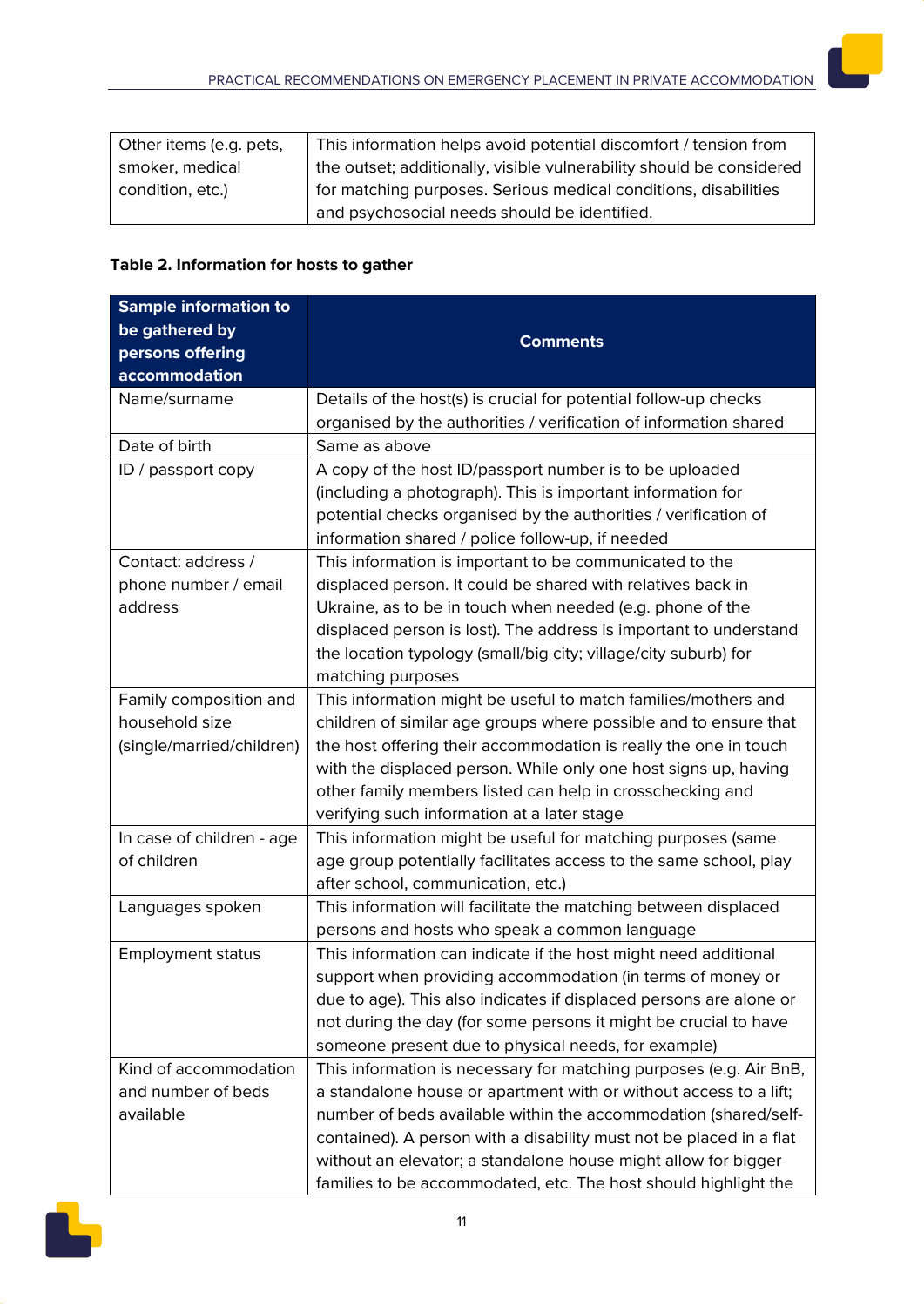| Other items (e.g. pets, smoker, medical condition, etc.) | This information helps avoid potential discomfort / tension from the outset; additionally, visible vulnerability should be considered for matching purposes. Serious medical conditions, disabilities and psychosocial needs should be identified. |
|---|---|

**Table 2. Information for hosts to gather**

| Sample information to be gathered by persons offering accommodation | Comments |
|---|---|
| Name/surname | Details of the host(s) is crucial for potential follow-up checks organised by the authorities / verification of information shared |
| Date of birth | Same as above |
| ID / passport copy | A copy of the host ID/passport number is to be uploaded (including a photograph). This is important information for potential checks organised by the authorities / verification of information shared / police follow-up, if needed |
| Contact: address / phone number / email address | This information is important to be communicated to the displaced person. It could be shared with relatives back in Ukraine, as to be in touch when needed (e.g. phone of the displaced person is lost). The address is important to understand the location typology (small/big city; village/city suburb) for matching purposes |
| Family composition and household size (single/married/children) | This information might be useful to match families/mothers and children of similar age groups where possible and to ensure that the host offering their accommodation is really the one in touch with the displaced person. While only one host signs up, having other family members listed can help in crosschecking and verifying such information at a later stage |
| In case of children - age of children | This information might be useful for matching purposes (same age group potentially facilitates access to the same school, play after school, communication, etc.) |
| Languages spoken | This information will facilitate the matching between displaced persons and hosts who speak a common language |
| Employment status | This information can indicate if the host might need additional support when providing accommodation (in terms of money or due to age). This also indicates if displaced persons are alone or not during the day (for some persons it might be crucial to have someone present due to physical needs, for example) |
| Kind of accommodation and number of beds available | This information is necessary for matching purposes (e.g. Air BnB, a standalone house or apartment with or without access to a lift; number of beds available within the accommodation (shared/self-contained). A person with a disability must not be placed in a flat without an elevator; a standalone house might allow for bigger families to be accommodated, etc. The host should highlight the |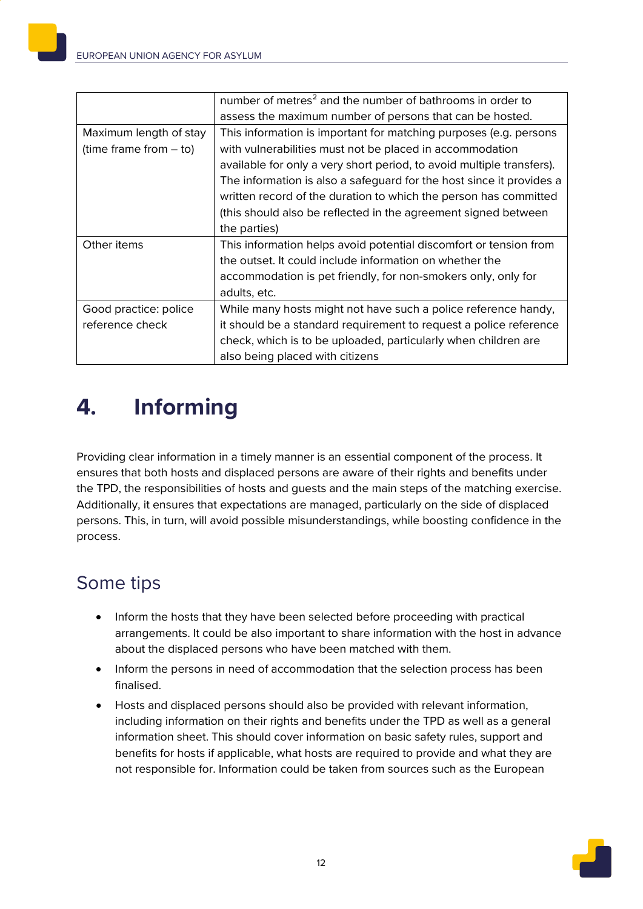| | |
|---|---|
| | number of metres[2] and the number of bathrooms in order to assess the maximum number of persons that can be hosted. |
| Maximum length of stay (time frame from – to) | This information is important for matching purposes (e.g. persons with vulnerabilities must not be placed in accommodation available for only a very short period, to avoid multiple transfers). The information is also a safeguard for the host since it provides a written record of the duration to which the person has committed (this should also be reflected in the agreement signed between the parties) |
| Other items | This information helps avoid potential discomfort or tension from the outset. It could include information on whether the accommodation is pet friendly, for non-smokers only, only for adults, etc. |
| Good practice: police reference check | While many hosts might not have such a police reference handy, it should be a standard requirement to request a police reference check, which is to be uploaded, particularly when children are also being placed with citizens |

# 4. Informing

Providing clear information in a timely manner is an essential component of the process. It ensures that both hosts and displaced persons are aware of their rights and benefits under the TPD, the responsibilities of hosts and guests and the main steps of the matching exercise. Additionally, it ensures that expectations are managed, particularly on the side of displaced persons. This, in turn, will avoid possible misunderstandings, while boosting confidence in the process.

## Some tips

- Inform the hosts that they have been selected before proceeding with practical arrangements. It could be also important to share information with the host in advance about the displaced persons who have been matched with them.
- Inform the persons in need of accommodation that the selection process has been finalised.
- Hosts and displaced persons should also be provided with relevant information, including information on their rights and benefits under the TPD as well as a general information sheet. This should cover information on basic safety rules, support and benefits for hosts if applicable, what hosts are required to provide and what they are not responsible for. Information could be taken from sources such as the European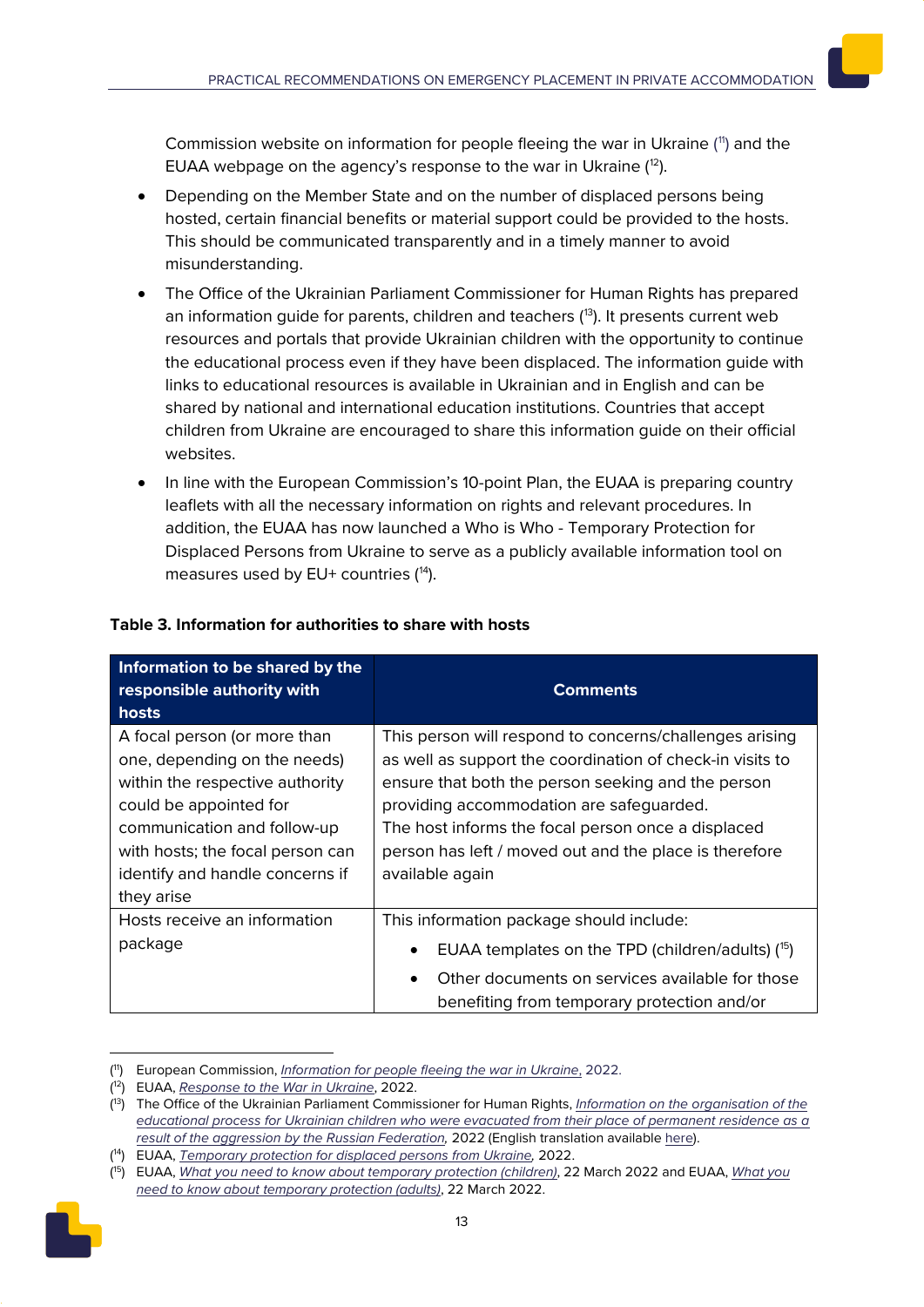Commission website on information for people fleeing the war in Ukraine ([11]) and the EUAA webpage on the agency's response to the war in Ukraine ([12]).

- Depending on the Member State and on the number of displaced persons being hosted, certain financial benefits or material support could be provided to the hosts. This should be communicated transparently and in a timely manner to avoid misunderstanding.
- The Office of the Ukrainian Parliament Commissioner for Human Rights has prepared an information guide for parents, children and teachers ([13]). It presents current web resources and portals that provide Ukrainian children with the opportunity to continue the educational process even if they have been displaced. The information guide with links to educational resources is available in Ukrainian and in English and can be shared by national and international education institutions. Countries that accept children from Ukraine are encouraged to share this information guide on their official websites.
- In line with the European Commission's 10-point Plan, the EUAA is preparing country leaflets with all the necessary information on rights and relevant procedures. In addition, the EUAA has now launched a Who is Who - Temporary Protection for Displaced Persons from Ukraine to serve as a publicly available information tool on measures used by EU+ countries ([14]).

**Table 3. Information for authorities to share with hosts**

| Information to be shared by the responsible authority with hosts | Comments |
|---|---|
| A focal person (or more than one, depending on the needs) within the respective authority could be appointed for communication and follow-up with hosts; the focal person can identify and handle concerns if they arise | This person will respond to concerns/challenges arising as well as support the coordination of check-in visits to ensure that both the person seeking and the person providing accommodation are safeguarded.<br>The host informs the focal person once a displaced person has left / moved out and the place is therefore available again |
| Hosts receive an information package | This information package should include:<br>• EUAA templates on the TPD (children/adults) ([15])<br>• Other documents on services available for those benefiting from temporary protection and/or |

([11]) European Commission, *Information for people fleeing the war in Ukraine*, 2022.

([12]) EUAA, *Response to the War in Ukraine*, 2022.

([13]) The Office of the Ukrainian Parliament Commissioner for Human Rights, *Information on the organisation of the educational process for Ukrainian children who were evacuated from their place of permanent residence as a result of the aggression by the Russian Federation*, 2022 (English translation available here).

([14]) EUAA, *Temporary protection for displaced persons from Ukraine*, 2022.

([15]) EUAA, *What you need to know about temporary protection (children)*, 22 March 2022 and EUAA, *What you need to know about temporary protection (adults)*, 22 March 2022.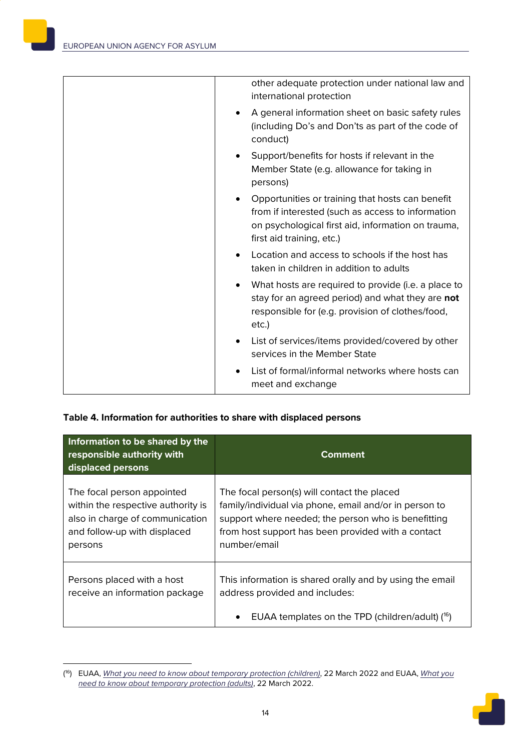| | |
|---|---|
| | other adequate protection under national law and international protection<br>• A general information sheet on basic safety rules (including Do's and Don'ts as part of the code of conduct)<br>• Support/benefits for hosts if relevant in the Member State (e.g. allowance for taking in persons)<br>• Opportunities or training that hosts can benefit from if interested (such as access to information on psychological first aid, information on trauma, first aid training, etc.)<br>• Location and access to schools if the host has taken in children in addition to adults<br>• What hosts are required to provide (i.e. a place to stay for an agreed period) and what they are **not** responsible for (e.g. provision of clothes/food, etc.)<br>• List of services/items provided/covered by other services in the Member State<br>• List of formal/informal networks where hosts can meet and exchange |

**Table 4. Information for authorities to share with displaced persons**

| Information to be shared by the responsible authority with displaced persons | Comment |
|---|---|
| The focal person appointed within the respective authority is also in charge of communication and follow-up with displaced persons | The focal person(s) will contact the placed family/individual via phone, email and/or in person to support where needed; the person who is benefitting from host support has been provided with a contact number/email |
| Persons placed with a host receive an information package | This information is shared orally and by using the email address provided and includes:<br>• EUAA templates on the TPD (children/adult) ([16]) |

([16]) EUAA, *What you need to know about temporary protection (children)*, 22 March 2022 and EUAA, *What you need to know about temporary protection (adults)*, 22 March 2022.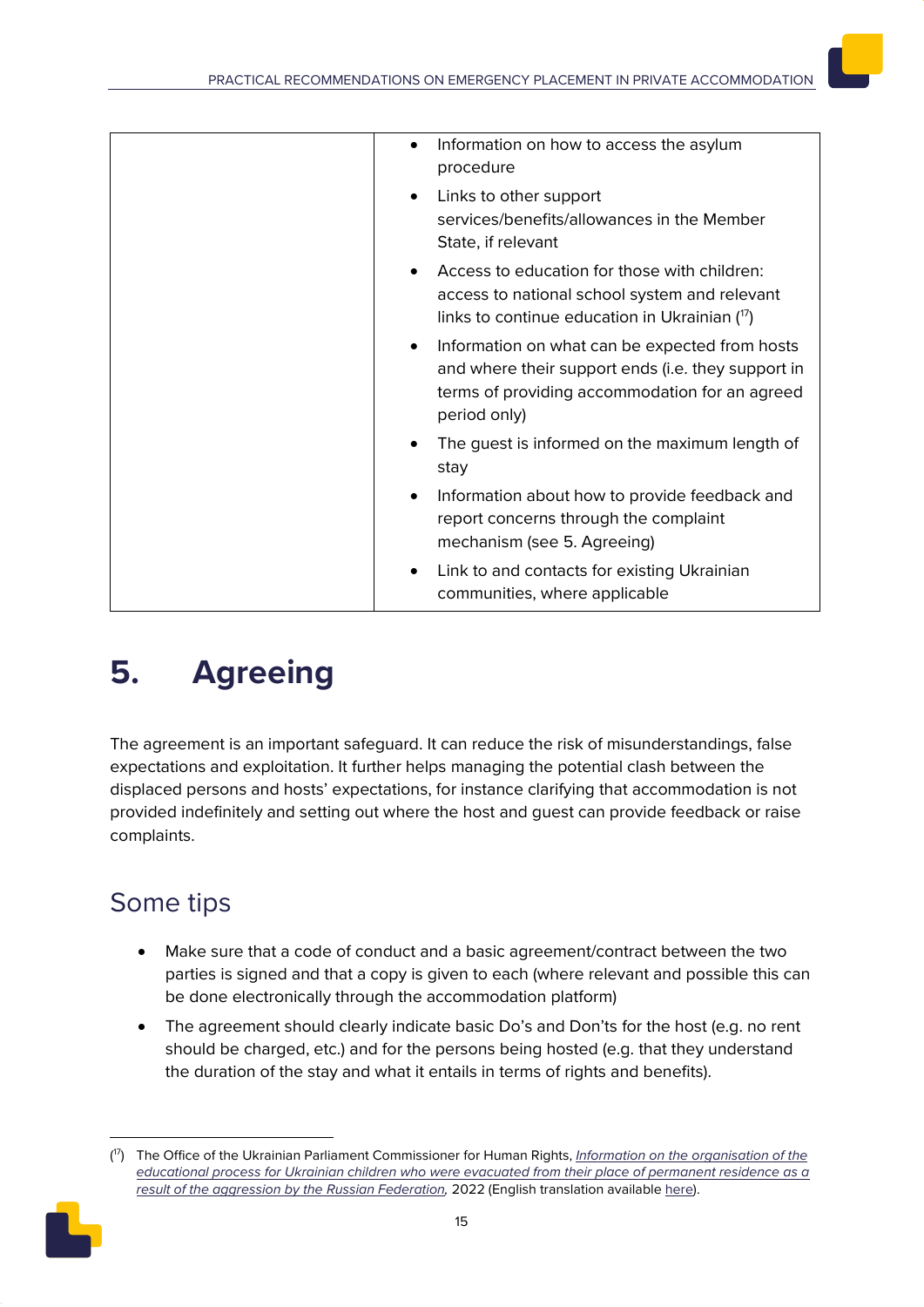| | |
|---|---|
| | • Information on how to access the asylum procedure<br>• Links to other support services/benefits/allowances in the Member State, if relevant<br>• Access to education for those with children: access to national school system and relevant links to continue education in Ukrainian ([17])<br>• Information on what can be expected from hosts and where their support ends (i.e. they support in terms of providing accommodation for an agreed period only)<br>• The guest is informed on the maximum length of stay<br>• Information about how to provide feedback and report concerns through the complaint mechanism (see 5. Agreeing)<br>• Link to and contacts for existing Ukrainian communities, where applicable |

# 5. Agreeing

The agreement is an important safeguard. It can reduce the risk of misunderstandings, false expectations and exploitation. It further helps managing the potential clash between the displaced persons and hosts' expectations, for instance clarifying that accommodation is not provided indefinitely and setting out where the host and guest can provide feedback or raise complaints.

## Some tips

- Make sure that a code of conduct and a basic agreement/contract between the two parties is signed and that a copy is given to each (where relevant and possible this can be done electronically through the accommodation platform)
- The agreement should clearly indicate basic Do's and Don'ts for the host (e.g. no rent should be charged, etc.) and for the persons being hosted (e.g. that they understand the duration of the stay and what it entails in terms of rights and benefits).

---

([17]) The Office of the Ukrainian Parliament Commissioner for Human Rights, *Information on the organisation of the educational process for Ukrainian children who were evacuated from their place of permanent residence as a result of the aggression by the Russian Federation,* 2022 (English translation available here).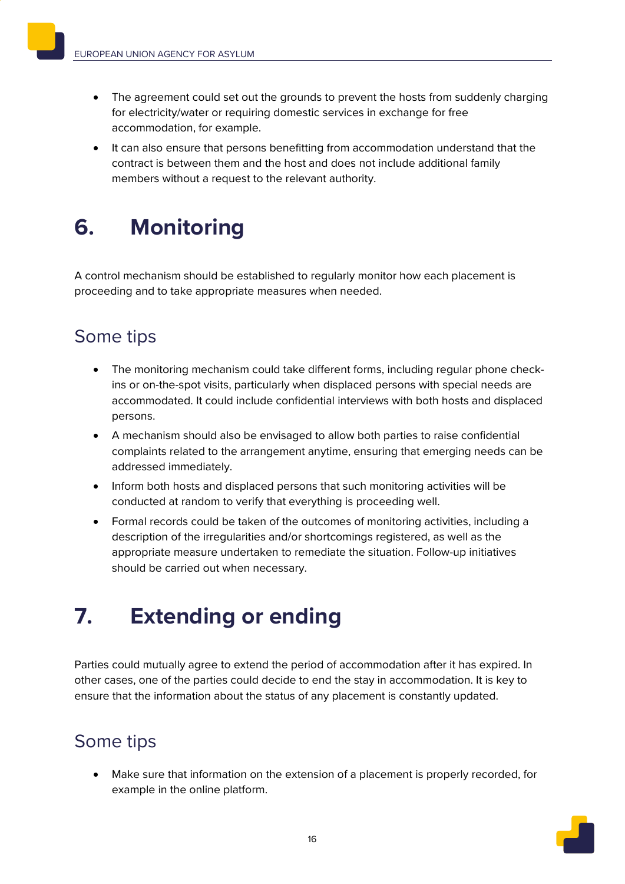- The agreement could set out the grounds to prevent the hosts from suddenly charging for electricity/water or requiring domestic services in exchange for free accommodation, for example.
- It can also ensure that persons benefitting from accommodation understand that the contract is between them and the host and does not include additional family members without a request to the relevant authority.

# 6. Monitoring

A control mechanism should be established to regularly monitor how each placement is proceeding and to take appropriate measures when needed.

## Some tips

- The monitoring mechanism could take different forms, including regular phone check-ins or on-the-spot visits, particularly when displaced persons with special needs are accommodated. It could include confidential interviews with both hosts and displaced persons.
- A mechanism should also be envisaged to allow both parties to raise confidential complaints related to the arrangement anytime, ensuring that emerging needs can be addressed immediately.
- Inform both hosts and displaced persons that such monitoring activities will be conducted at random to verify that everything is proceeding well.
- Formal records could be taken of the outcomes of monitoring activities, including a description of the irregularities and/or shortcomings registered, as well as the appropriate measure undertaken to remediate the situation. Follow-up initiatives should be carried out when necessary.

# 7. Extending or ending

Parties could mutually agree to extend the period of accommodation after it has expired. In other cases, one of the parties could decide to end the stay in accommodation. It is key to ensure that the information about the status of any placement is constantly updated.

## Some tips

- Make sure that information on the extension of a placement is properly recorded, for example in the online platform.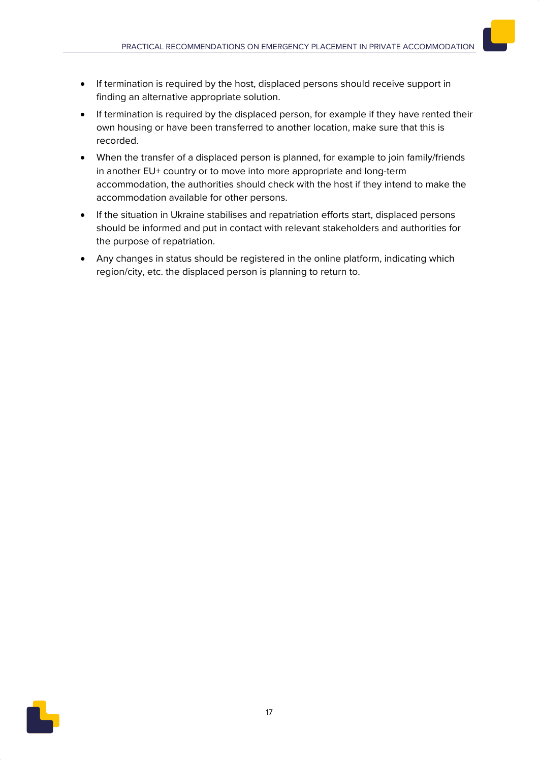- If termination is required by the host, displaced persons should receive support in finding an alternative appropriate solution.
- If termination is required by the displaced person, for example if they have rented their own housing or have been transferred to another location, make sure that this is recorded.
- When the transfer of a displaced person is planned, for example to join family/friends in another EU+ country or to move into more appropriate and long-term accommodation, the authorities should check with the host if they intend to make the accommodation available for other persons.
- If the situation in Ukraine stabilises and repatriation efforts start, displaced persons should be informed and put in contact with relevant stakeholders and authorities for the purpose of repatriation.
- Any changes in status should be registered in the online platform, indicating which region/city, etc. the displaced person is planning to return to.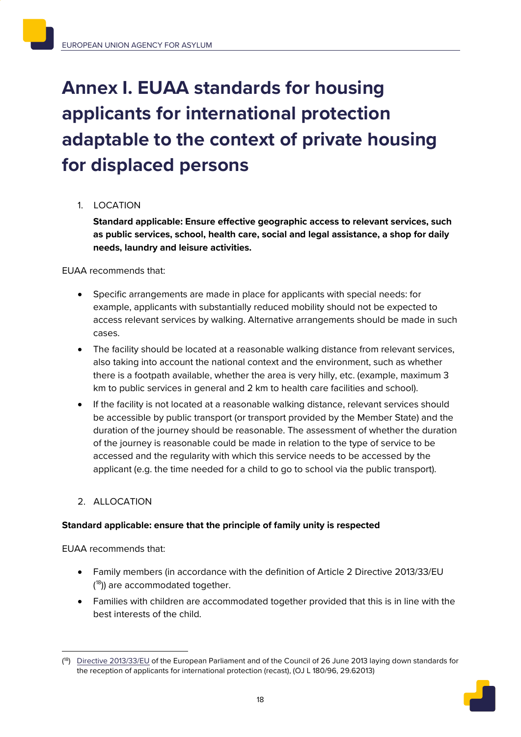# Annex I. EUAA standards for housing applicants for international protection adaptable to the context of private housing for displaced persons

1. LOCATION

**Standard applicable: Ensure effective geographic access to relevant services, such as public services, school, health care, social and legal assistance, a shop for daily needs, laundry and leisure activities.**

EUAA recommends that:

- Specific arrangements are made in place for applicants with special needs: for example, applicants with substantially reduced mobility should not be expected to access relevant services by walking. Alternative arrangements should be made in such cases.
- The facility should be located at a reasonable walking distance from relevant services, also taking into account the national context and the environment, such as whether there is a footpath available, whether the area is very hilly, etc. (example, maximum 3 km to public services in general and 2 km to health care facilities and school).
- If the facility is not located at a reasonable walking distance, relevant services should be accessible by public transport (or transport provided by the Member State) and the duration of the journey should be reasonable. The assessment of whether the duration of the journey is reasonable could be made in relation to the type of service to be accessed and the regularity with which this service needs to be accessed by the applicant (e.g. the time needed for a child to go to school via the public transport).

2. ALLOCATION

**Standard applicable: ensure that the principle of family unity is respected**

EUAA recommends that:

- Family members (in accordance with the definition of Article 2 Directive 2013/33/EU ([18])) are accommodated together.
- Families with children are accommodated together provided that this is in line with the best interests of the child.

---

([18]) Directive 2013/33/EU of the European Parliament and of the Council of 26 June 2013 laying down standards for the reception of applicants for international protection (recast), (OJ L 180/96, 29.62013)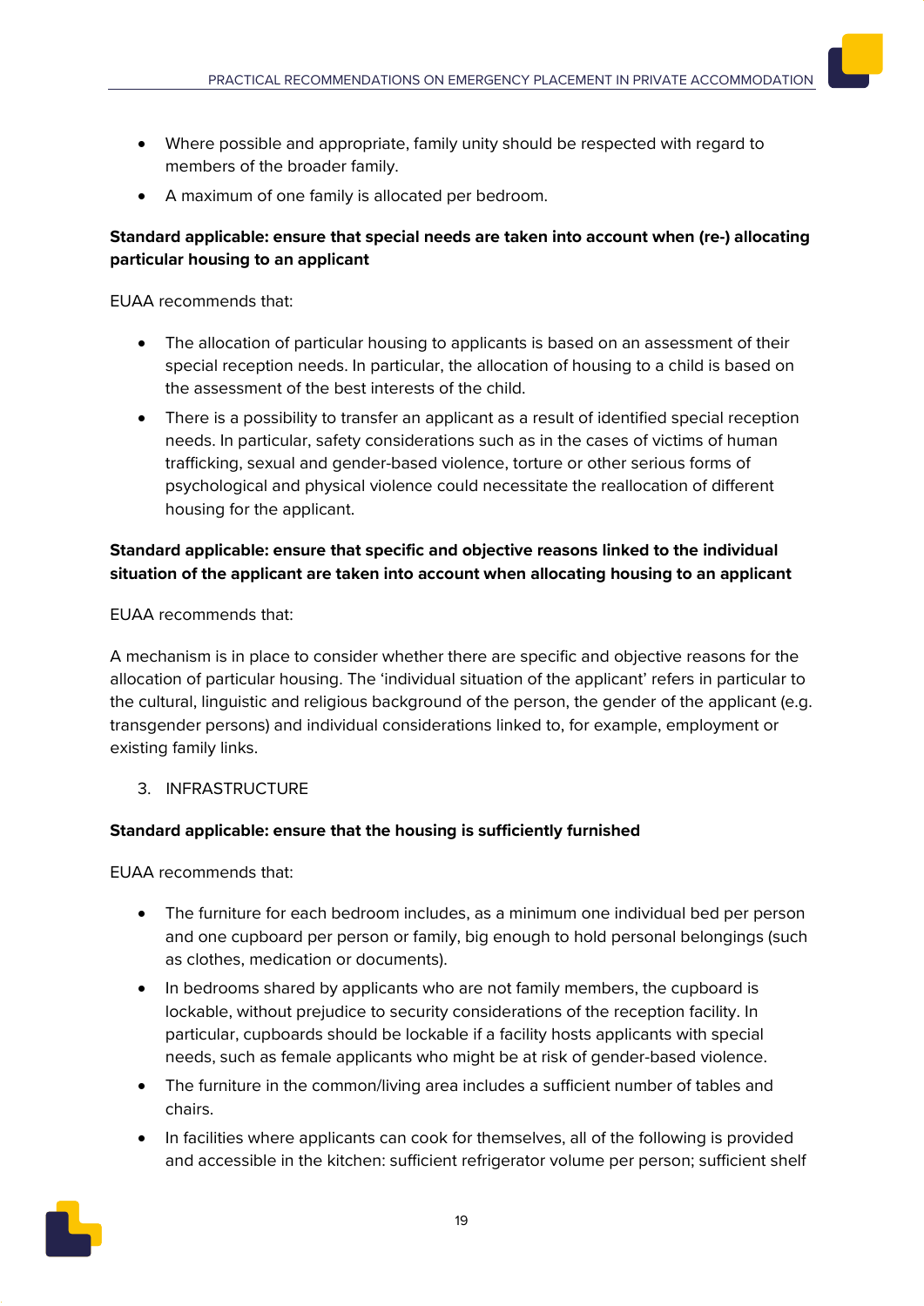- Where possible and appropriate, family unity should be respected with regard to members of the broader family.
- A maximum of one family is allocated per bedroom.

**Standard applicable: ensure that special needs are taken into account when (re-) allocating particular housing to an applicant**

EUAA recommends that:

- The allocation of particular housing to applicants is based on an assessment of their special reception needs. In particular, the allocation of housing to a child is based on the assessment of the best interests of the child.
- There is a possibility to transfer an applicant as a result of identified special reception needs. In particular, safety considerations such as in the cases of victims of human trafficking, sexual and gender-based violence, torture or other serious forms of psychological and physical violence could necessitate the reallocation of different housing for the applicant.

**Standard applicable: ensure that specific and objective reasons linked to the individual situation of the applicant are taken into account when allocating housing to an applicant**

EUAA recommends that:

A mechanism is in place to consider whether there are specific and objective reasons for the allocation of particular housing. The 'individual situation of the applicant' refers in particular to the cultural, linguistic and religious background of the person, the gender of the applicant (e.g. transgender persons) and individual considerations linked to, for example, employment or existing family links.

3. INFRASTRUCTURE

**Standard applicable: ensure that the housing is sufficiently furnished**

EUAA recommends that:

- The furniture for each bedroom includes, as a minimum one individual bed per person and one cupboard per person or family, big enough to hold personal belongings (such as clothes, medication or documents).
- In bedrooms shared by applicants who are not family members, the cupboard is lockable, without prejudice to security considerations of the reception facility. In particular, cupboards should be lockable if a facility hosts applicants with special needs, such as female applicants who might be at risk of gender-based violence.
- The furniture in the common/living area includes a sufficient number of tables and chairs.
- In facilities where applicants can cook for themselves, all of the following is provided and accessible in the kitchen: sufficient refrigerator volume per person; sufficient shelf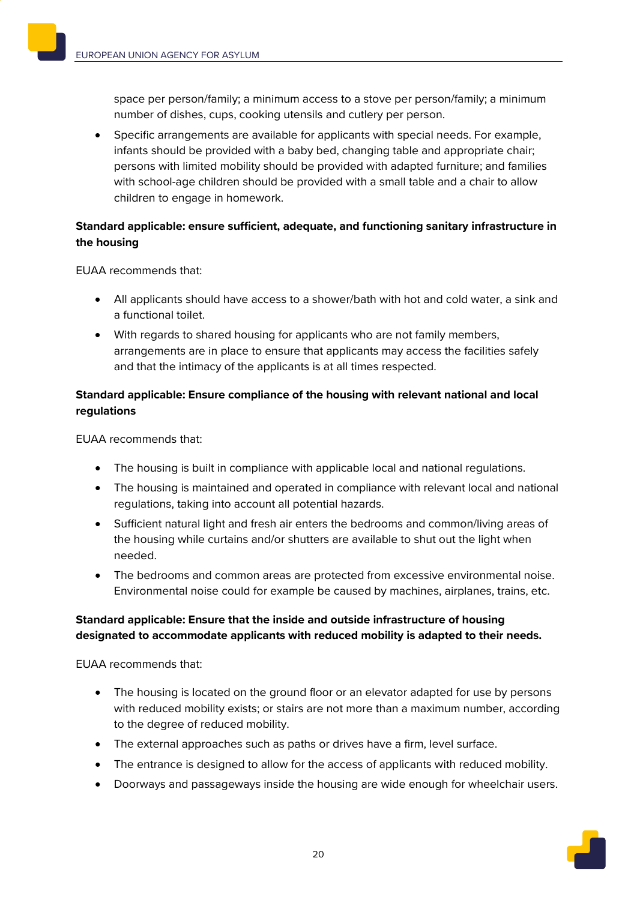space per person/family; a minimum access to a stove per person/family; a minimum number of dishes, cups, cooking utensils and cutlery per person.

- Specific arrangements are available for applicants with special needs. For example, infants should be provided with a baby bed, changing table and appropriate chair; persons with limited mobility should be provided with adapted furniture; and families with school-age children should be provided with a small table and a chair to allow children to engage in homework.

**Standard applicable: ensure sufficient, adequate, and functioning sanitary infrastructure in the housing**

EUAA recommends that:

- All applicants should have access to a shower/bath with hot and cold water, a sink and a functional toilet.
- With regards to shared housing for applicants who are not family members, arrangements are in place to ensure that applicants may access the facilities safely and that the intimacy of the applicants is at all times respected.

**Standard applicable: Ensure compliance of the housing with relevant national and local regulations**

EUAA recommends that:

- The housing is built in compliance with applicable local and national regulations.
- The housing is maintained and operated in compliance with relevant local and national regulations, taking into account all potential hazards.
- Sufficient natural light and fresh air enters the bedrooms and common/living areas of the housing while curtains and/or shutters are available to shut out the light when needed.
- The bedrooms and common areas are protected from excessive environmental noise. Environmental noise could for example be caused by machines, airplanes, trains, etc.

**Standard applicable: Ensure that the inside and outside infrastructure of housing designated to accommodate applicants with reduced mobility is adapted to their needs.**

EUAA recommends that:

- The housing is located on the ground floor or an elevator adapted for use by persons with reduced mobility exists; or stairs are not more than a maximum number, according to the degree of reduced mobility.
- The external approaches such as paths or drives have a firm, level surface.
- The entrance is designed to allow for the access of applicants with reduced mobility.
- Doorways and passageways inside the housing are wide enough for wheelchair users.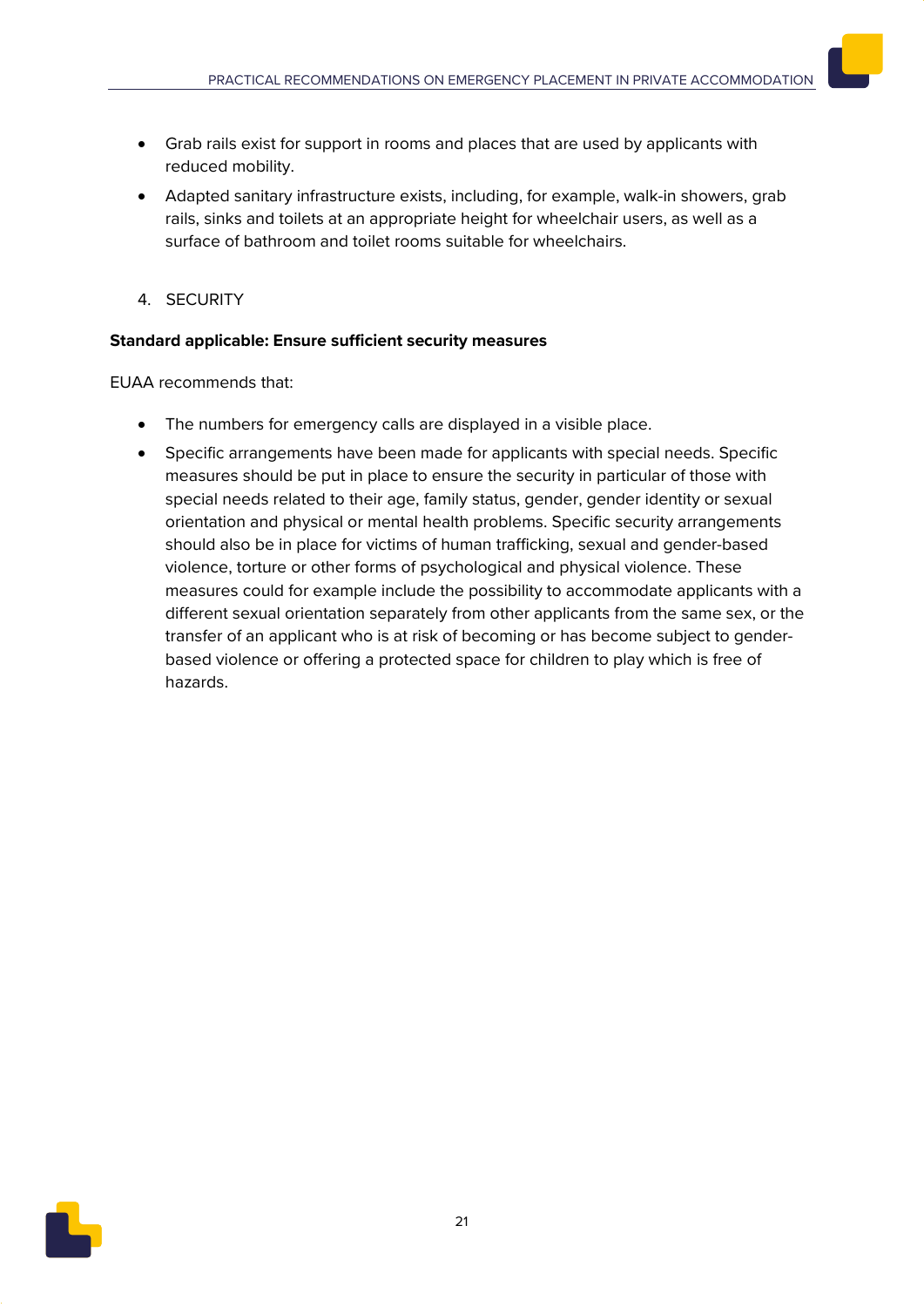- Grab rails exist for support in rooms and places that are used by applicants with reduced mobility.
- Adapted sanitary infrastructure exists, including, for example, walk-in showers, grab rails, sinks and toilets at an appropriate height for wheelchair users, as well as a surface of bathroom and toilet rooms suitable for wheelchairs.

4. SECURITY

**Standard applicable: Ensure sufficient security measures**

EUAA recommends that:

- The numbers for emergency calls are displayed in a visible place.
- Specific arrangements have been made for applicants with special needs. Specific measures should be put in place to ensure the security in particular of those with special needs related to their age, family status, gender, gender identity or sexual orientation and physical or mental health problems. Specific security arrangements should also be in place for victims of human trafficking, sexual and gender-based violence, torture or other forms of psychological and physical violence. These measures could for example include the possibility to accommodate applicants with a different sexual orientation separately from other applicants from the same sex, or the transfer of an applicant who is at risk of becoming or has become subject to gender-based violence or offering a protected space for children to play which is free of hazards.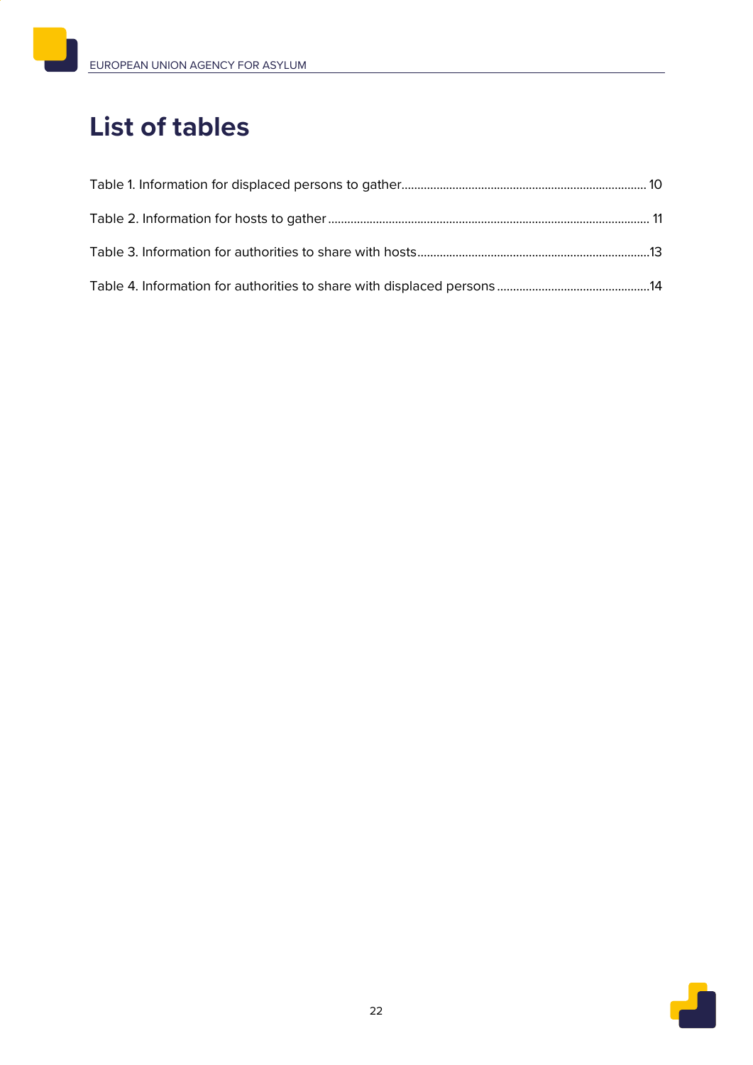# List of tables

Table 1. Information for displaced persons to gather............................................................................ 10

Table 2. Information for hosts to gather .................................................................................................... 11

Table 3. Information for authorities to share with hosts........................................................................13

Table 4. Information for authorities to share with displaced persons ...............................................14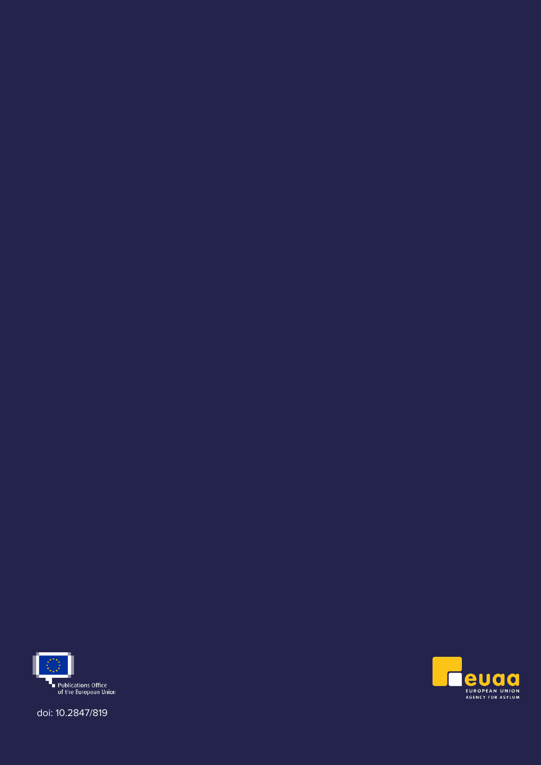Publications Office of the European Union

EUROPEAN UNION AGENCY FOR ASYLUM

doi: 10.2847/819